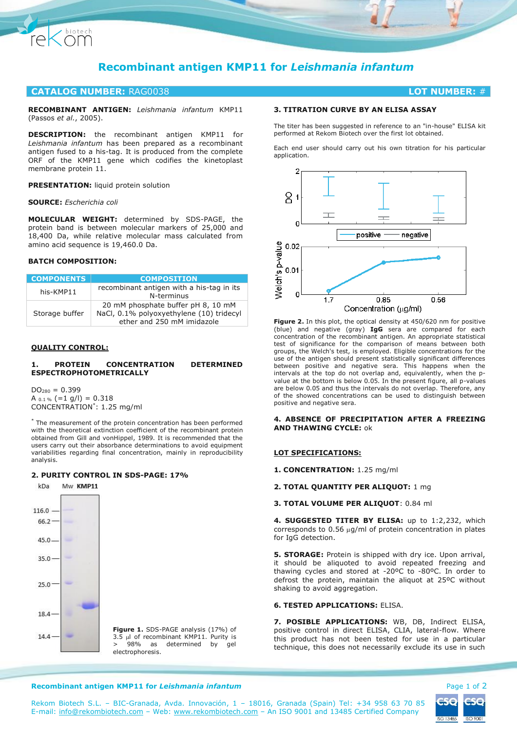# Recombinant antigen KMP11 for *Leishmania infantum*

## CATALOG NUMBER: RAG0038 — LOT NUMBER: #

**RECOMBINANT ANTIGEN:** *Leishmania infantum* KMP11 (Passos *et al.*, 2005).

**DESCRIPTION:** the recombinant antigen KMP11 for *Leishmania infantum* has been prepared as a recombinant antigen fused to a his-tag. It is produced from the complete ORF of the KMP11 gene which codifies the kinetoplast membrane protein 11.

**PRESENTATION:** liquid protein solution

**SOURCE:** *Escherichia coli*

**MOLECULAR WEIGHT:** determined by SDS-PAGE, the protein band is between molecular markers of 25,000 and 18,400 Da, while relative molecular mass calculated from amino acid sequence is 19,460.0 Da.

**BATCH COMPOSITION:**

| COMPONENTS | COMPOSITION |
|---|---|
| his-KMP11 | recombinant antigen with a his-tag in its N-terminus |
| Storage buffer | 20 mM phosphate buffer pH 8, 10 mM NaCl, 0.1% polyoxyethylene (10) tridecyl ether and 250 mM imidazole |

## QUALITY CONTROL:

### 1. PROTEIN CONCENTRATION DETERMINED ESPECTROPHOTOMETRICALLY

$DO_{280}$ = 0.399
$A_{0.1\%}$ (=1 g/l) = 0.318
CONCENTRATION*: 1.25 mg/ml

\* The measurement of the protein concentration has been performed with the theoretical extinction coefficient of the recombinant protein obtained from Gill and vonHippel, 1989. It is recommended that the users carry out their absorbance determinations to avoid equipment variabilities regarding final concentration, mainly in reproducibility analysis.

### 2. PURITY CONTROL IN SDS-PAGE: 17%

**Figure 1.** SDS-PAGE analysis (17%) of 3.5 µl of recombinant KMP11. Purity is > 98% as determined by gel electrophoresis.

### 3. TITRATION CURVE BY AN ELISA ASSAY

The titer has been suggested in reference to an "in-house" ELISA kit performed at Rekom Biotech over the first lot obtained.

Each end user should carry out his own titration for his particular application.

**Figure 2.** In this plot, the optical density at 450/620 nm for positive (blue) and negative (gray) **IgG** sera are compared for each concentration of the recombinant antigen. An appropriate statistical test of significance for the comparison of means between both groups, the Welch's test, is employed. Eligible concentrations for the use of the antigen should present statistically significant differences between positive and negative sera. This happens when the intervals at the top do not overlap and, equivalently, when the p-value at the bottom is below 0.05. In the present figure, all p-values are below 0.05 and thus the intervals do not overlap. Therefore, any of the showed concentrations can be used to distinguish between positive and negative sera.

### 4. ABSENCE OF PRECIPITATION AFTER A FREEZING AND THAWING CYCLE: ok

## LOT SPECIFICATIONS:

**1. CONCENTRATION:** 1.25 mg/ml

**2. TOTAL QUANTITY PER ALIQUOT:** 1 mg

**3. TOTAL VOLUME PER ALIQUOT**: 0.84 ml

**4. SUGGESTED TITER BY ELISA:** up to 1:2,232, which corresponds to 0.56 µg/ml of protein concentration in plates for IgG detection.

**5. STORAGE:** Protein is shipped with dry ice. Upon arrival, it should be aliquoted to avoid repeated freezing and thawing cycles and stored at -20ºC to -80ºC. In order to defrost the protein, maintain the aliquot at 25ºC without shaking to avoid aggregation.

**6. TESTED APPLICATIONS:** ELISA.

**7. POSIBLE APPLICATIONS:** WB, DB, Indirect ELISA, positive control in direct ELISA, CLIA, lateral-flow. Where this product has not been tested for use in a particular technique, this does not necessarily exclude its use in such

Rekom Biotech S.L. – BIC-Granada, Avda. Innovación, 1 – 18016, Granada (Spain) Tel: +34 958 63 70 85
E-mail: info@rekombiotech.com – Web: www.rekombiotech.com – An ISO 9001 and 13485 Certified Company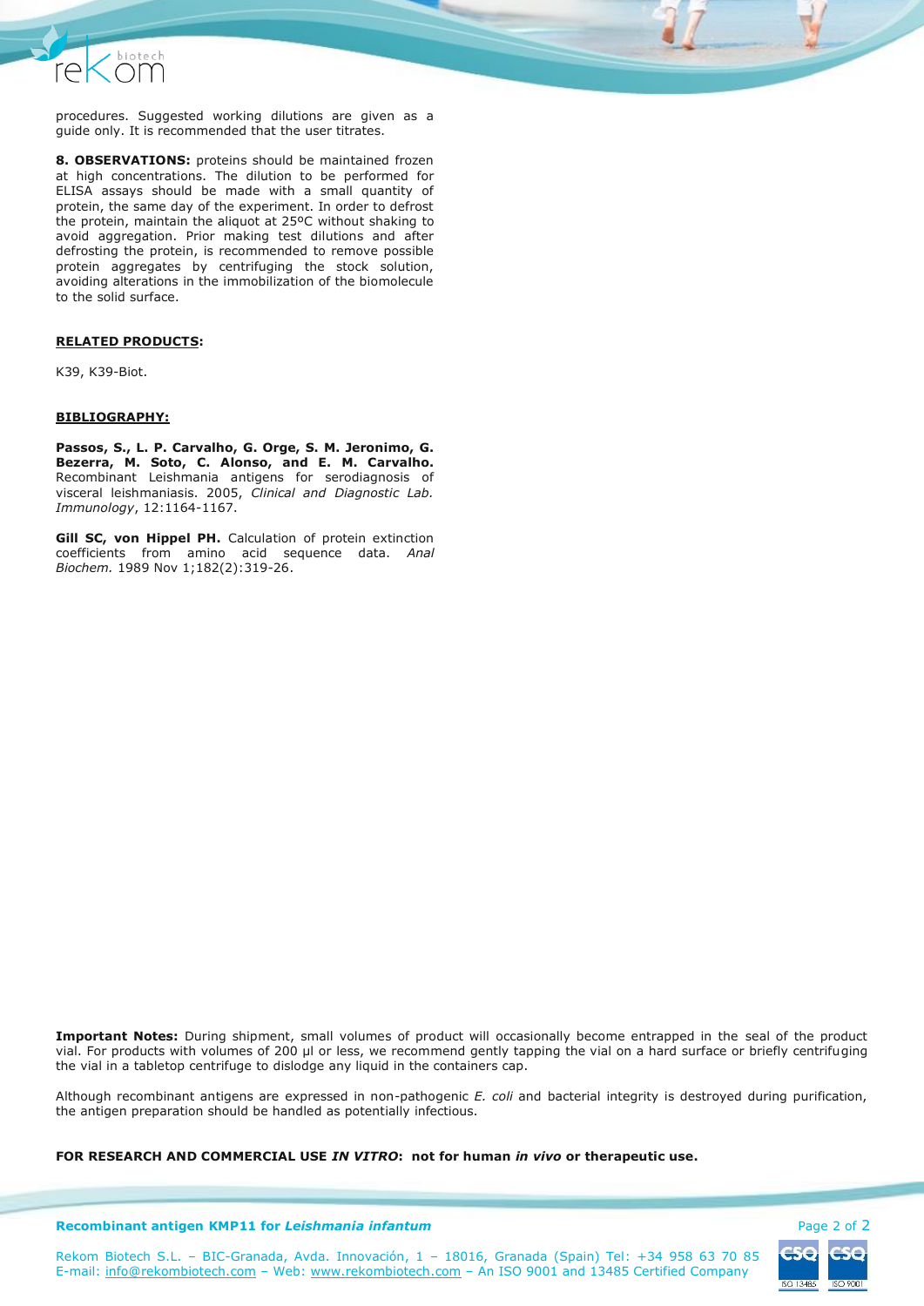procedures. Suggested working dilutions are given as a guide only. It is recommended that the user titrates.

**8. OBSERVATIONS:** proteins should be maintained frozen at high concentrations. The dilution to be performed for ELISA assays should be made with a small quantity of protein, the same day of the experiment. In order to defrost the protein, maintain the aliquot at 25ºC without shaking to avoid aggregation. Prior making test dilutions and after defrosting the protein, is recommended to remove possible protein aggregates by centrifuging the stock solution, avoiding alterations in the immobilization of the biomolecule to the solid surface.

**RELATED PRODUCTS:**

K39, K39-Biot.

**BIBLIOGRAPHY:**

**Passos, S., L. P. Carvalho, G. Orge, S. M. Jeronimo, G. Bezerra, M. Soto, C. Alonso, and E. M. Carvalho.** Recombinant Leishmania antigens for serodiagnosis of visceral leishmaniasis. 2005, *Clinical and Diagnostic Lab. Immunology*, 12:1164-1167.

**Gill SC, von Hippel PH.** Calculation of protein extinction coefficients from amino acid sequence data. *Anal Biochem.* 1989 Nov 1;182(2):319-26.

**Important Notes:** During shipment, small volumes of product will occasionally become entrapped in the seal of the product vial. For products with volumes of 200 µl or less, we recommend gently tapping the vial on a hard surface or briefly centrifuging the vial in a tabletop centrifuge to dislodge any liquid in the containers cap.

Although recombinant antigens are expressed in non-pathogenic *E. coli* and bacterial integrity is destroyed during purification, the antigen preparation should be handled as potentially infectious.

**FOR RESEARCH AND COMMERCIAL USE *IN VITRO*: not for human *in vivo* or therapeutic use.**